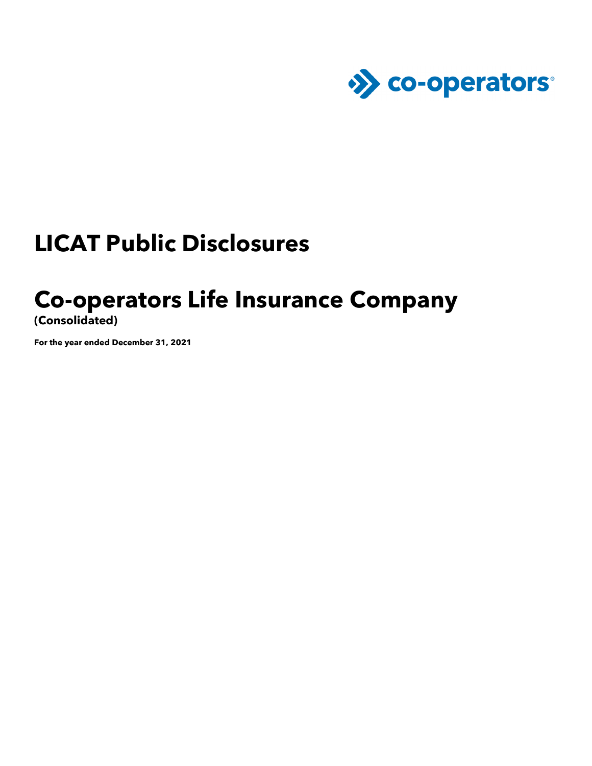co-operators®

# LICAT Public Disclosures

# Co-operators Life Insurance Company

**(Consolidated)**

**For the year ended December 31, 2021**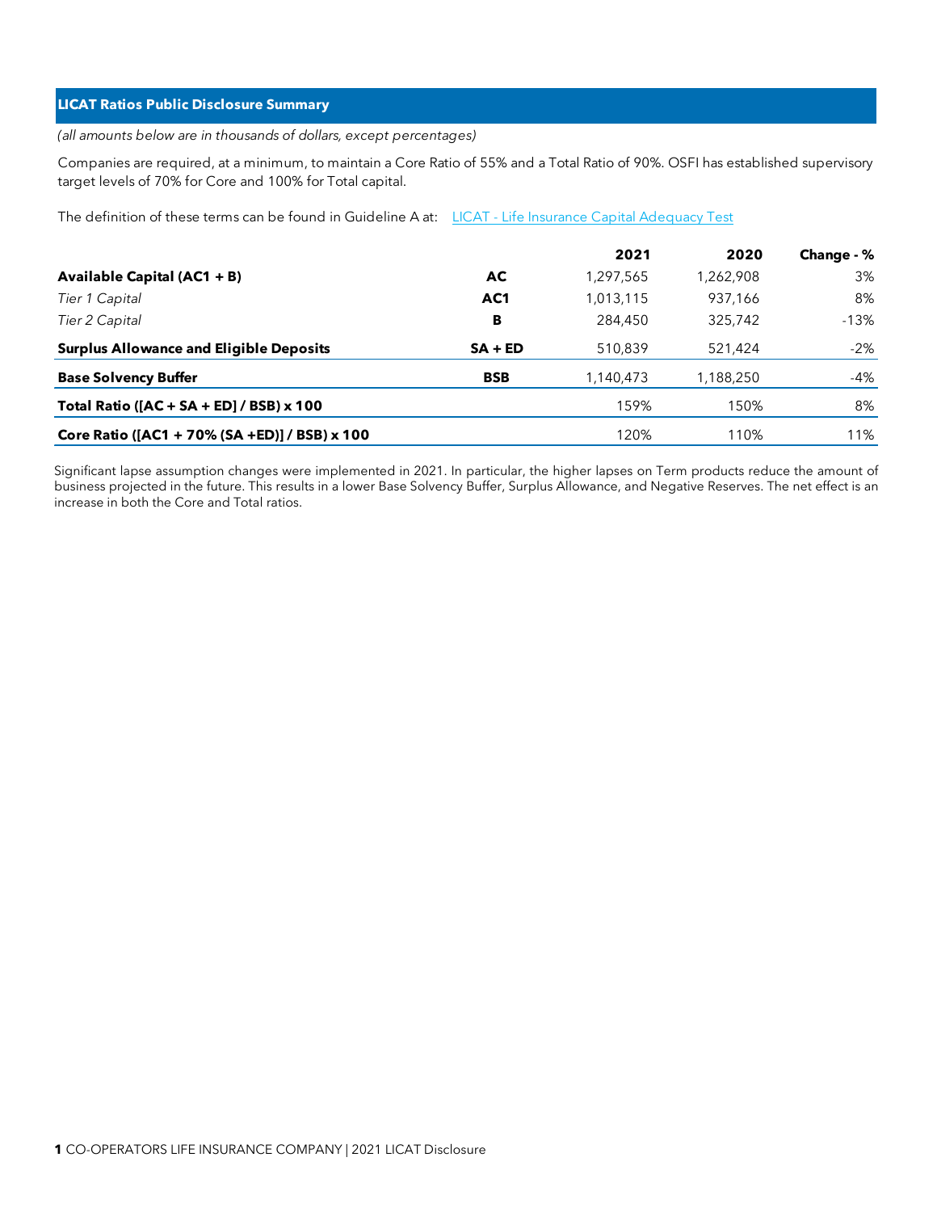## LICAT Ratios Public Disclosure Summary

*(all amounts below are in thousands of dollars, except percentages)*

Companies are required, at a minimum, to maintain a Core Ratio of 55% and a Total Ratio of 90%. OSFI has established supervisory target levels of 70% for Core and 100% for Total capital.

The definition of these terms can be found in Guideline A at: [LICAT - Life Insurance Capital Adequacy Test]

| | | 2021 | 2020 | Change - % |
|---|---|---|---|---|
| **Available Capital (AC1 + B)** | **AC** | 1,297,565 | 1,262,908 | 3% |
| *Tier 1 Capital* | **AC1** | 1,013,115 | 937,166 | 8% |
| *Tier 2 Capital* | **B** | 284,450 | 325,742 | -13% |
| **Surplus Allowance and Eligible Deposits** | **SA + ED** | 510,839 | 521,424 | -2% |
| **Base Solvency Buffer** | **BSB** | 1,140,473 | 1,188,250 | -4% |
| **Total Ratio ([AC + SA + ED] / BSB) x 100** | | 159% | 150% | 8% |
| **Core Ratio ([AC1 + 70% (SA +ED)] / BSB) x 100** | | 120% | 110% | 11% |

Significant lapse assumption changes were implemented in 2021. In particular, the higher lapses on Term products reduce the amount of business projected in the future. This results in a lower Base Solvency Buffer, Surplus Allowance, and Negative Reserves. The net effect is an increase in both the Core and Total ratios.